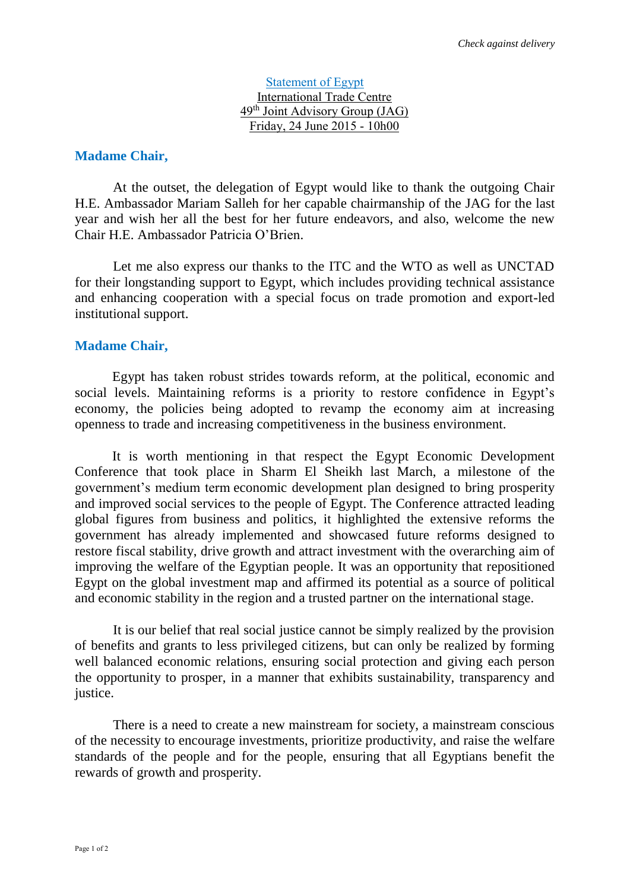*Check against delivery*

Statement of Egypt
International Trade Centre
49th Joint Advisory Group (JAG)
Friday, 24 June 2015 - 10h00

**Madame Chair,**

At the outset, the delegation of Egypt would like to thank the outgoing Chair H.E. Ambassador Mariam Salleh for her capable chairmanship of the JAG for the last year and wish her all the best for her future endeavors, and also, welcome the new Chair H.E. Ambassador Patricia O'Brien.

Let me also express our thanks to the ITC and the WTO as well as UNCTAD for their longstanding support to Egypt, which includes providing technical assistance and enhancing cooperation with a special focus on trade promotion and export-led institutional support.

**Madame Chair,**

Egypt has taken robust strides towards reform, at the political, economic and social levels. Maintaining reforms is a priority to restore confidence in Egypt's economy, the policies being adopted to revamp the economy aim at increasing openness to trade and increasing competitiveness in the business environment.

It is worth mentioning in that respect the Egypt Economic Development Conference that took place in Sharm El Sheikh last March, a milestone of the government's medium term economic development plan designed to bring prosperity and improved social services to the people of Egypt. The Conference attracted leading global figures from business and politics, it highlighted the extensive reforms the government has already implemented and showcased future reforms designed to restore fiscal stability, drive growth and attract investment with the overarching aim of improving the welfare of the Egyptian people. It was an opportunity that repositioned Egypt on the global investment map and affirmed its potential as a source of political and economic stability in the region and a trusted partner on the international stage.

It is our belief that real social justice cannot be simply realized by the provision of benefits and grants to less privileged citizens, but can only be realized by forming well balanced economic relations, ensuring social protection and giving each person the opportunity to prosper, in a manner that exhibits sustainability, transparency and justice.

There is a need to create a new mainstream for society, a mainstream conscious of the necessity to encourage investments, prioritize productivity, and raise the welfare standards of the people and for the people, ensuring that all Egyptians benefit the rewards of growth and prosperity.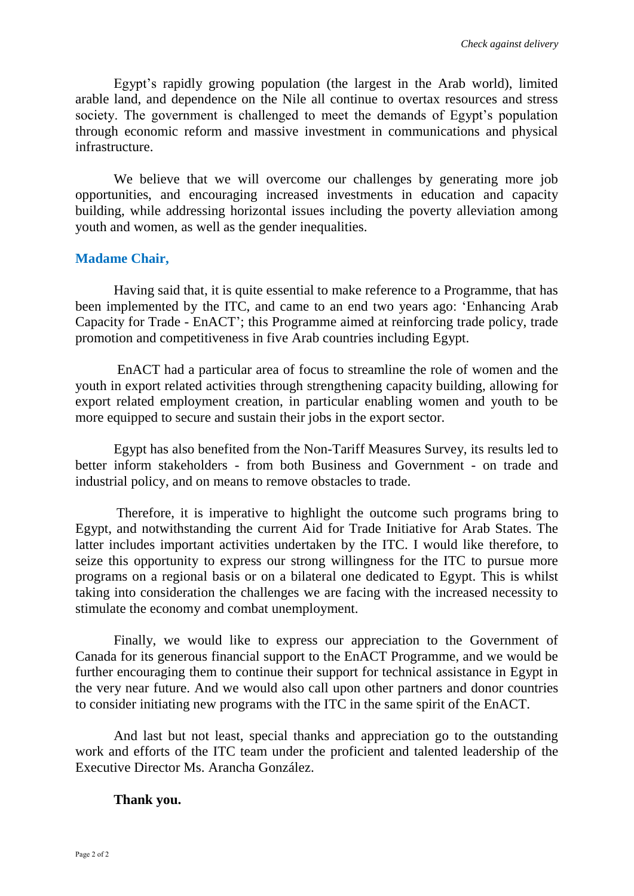Egypt's rapidly growing population (the largest in the Arab world), limited arable land, and dependence on the Nile all continue to overtax resources and stress society. The government is challenged to meet the demands of Egypt's population through economic reform and massive investment in communications and physical infrastructure.

We believe that we will overcome our challenges by generating more job opportunities, and encouraging increased investments in education and capacity building, while addressing horizontal issues including the poverty alleviation among youth and women, as well as the gender inequalities.

**Madame Chair,**

Having said that, it is quite essential to make reference to a Programme, that has been implemented by the ITC, and came to an end two years ago: 'Enhancing Arab Capacity for Trade - EnACT'; this Programme aimed at reinforcing trade policy, trade promotion and competitiveness in five Arab countries including Egypt.

EnACT had a particular area of focus to streamline the role of women and the youth in export related activities through strengthening capacity building, allowing for export related employment creation, in particular enabling women and youth to be more equipped to secure and sustain their jobs in the export sector.

Egypt has also benefited from the Non-Tariff Measures Survey, its results led to better inform stakeholders - from both Business and Government - on trade and industrial policy, and on means to remove obstacles to trade.

Therefore, it is imperative to highlight the outcome such programs bring to Egypt, and notwithstanding the current Aid for Trade Initiative for Arab States. The latter includes important activities undertaken by the ITC. I would like therefore, to seize this opportunity to express our strong willingness for the ITC to pursue more programs on a regional basis or on a bilateral one dedicated to Egypt. This is whilst taking into consideration the challenges we are facing with the increased necessity to stimulate the economy and combat unemployment.

Finally, we would like to express our appreciation to the Government of Canada for its generous financial support to the EnACT Programme, and we would be further encouraging them to continue their support for technical assistance in Egypt in the very near future. And we would also call upon other partners and donor countries to consider initiating new programs with the ITC in the same spirit of the EnACT.

And last but not least, special thanks and appreciation go to the outstanding work and efforts of the ITC team under the proficient and talented leadership of the Executive Director Ms. Arancha González.

**Thank you.**